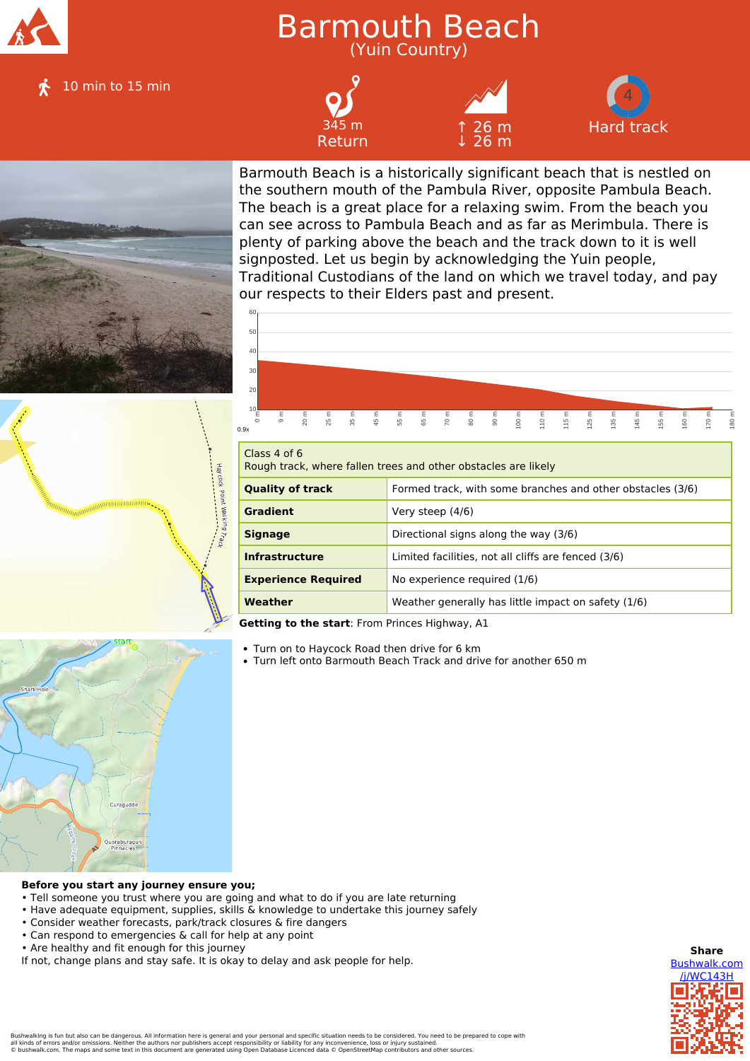# Barmouth Beach

(Yuin Country)

10 min to 15 min

345 m
Return

↑ 26 m
↓ 26 m

4
Hard track

Barmouth Beach is a historically significant beach that is nestled on the southern mouth of the Pambula River, opposite Pambula Beach. The beach is a great place for a relaxing swim. From the beach you can see across to Pambula Beach and as far as Merimbula. There is plenty of parking above the beach and the track down to it is well signposted. Let us begin by acknowledging the Yuin people, Traditional Custodians of the land on which we travel today, and pay our respects to their Elders past and present.

60
50
40
30
20
10
0 m 9 m 20 m 25 m 35 m 45 m 55 m 65 m 70 m 80 m 90 m 100 m 110 m 115 m 125 m 135 m 145 m 155 m 160 m 170 m 180 m
0.9x

| Class 4 of 6<br>Rough track, where fallen trees and other obstacles are likely | |
|---|---|
| **Quality of track** | Formed track, with some branches and other obstacles (3/6) |
| **Gradient** | Very steep (4/6) |
| **Signage** | Directional signs along the way (3/6) |
| **Infrastructure** | Limited facilities, not all cliffs are fenced (3/6) |
| **Experience Required** | No experience required (1/6) |
| **Weather** | Weather generally has little impact on safety (1/6) |

Haycock Point Walking Track

start
Shark Hole
Curagudde
Quorabuagun Pinnacles

**Getting to the start**: From Princes Highway, A1

- Turn on to Haycock Road then drive for 6 km
- Turn left onto Barmouth Beach Track and drive for another 650 m

**Before you start any journey ensure you;**

- Tell someone you trust where you are going and what to do if you are late returning
- Have adequate equipment, supplies, skills & knowledge to undertake this journey safely
- Consider weather forecasts, park/track closures & fire dangers
- Can respond to emergencies & call for help at any point
- Are healthy and fit enough for this journey

If not, change plans and stay safe. It is okay to delay and ask people for help.

**Share**
Bushwalk.com/j/WC143H

Bushwalking is fun but also can be dangerous. All information here is general and your personal and specific situation needs to be considered. You need to be prepared to cope with all kinds of errors and/or omissions. Neither the authors nor publishers accept responsibility or liability for any inconvenience, loss or injury sustained.
© bushwalk.com. The maps and some text in this document are generated using Open Database Licenced data © OpenStreetMap contributors and other sources.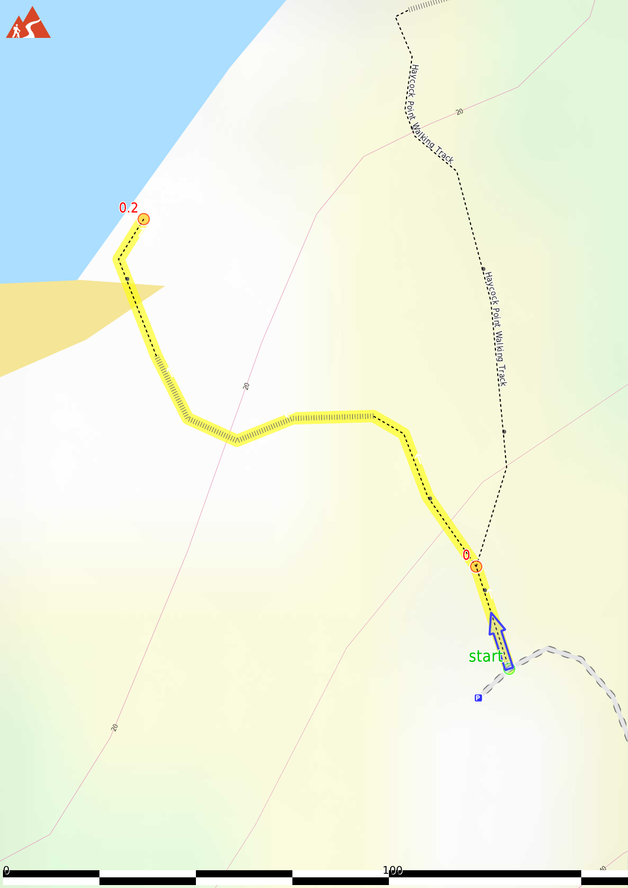Haycock Point Walking Track

Haycock Point Walking Track

20

20

20

0.2

0.

start

P

0

100

40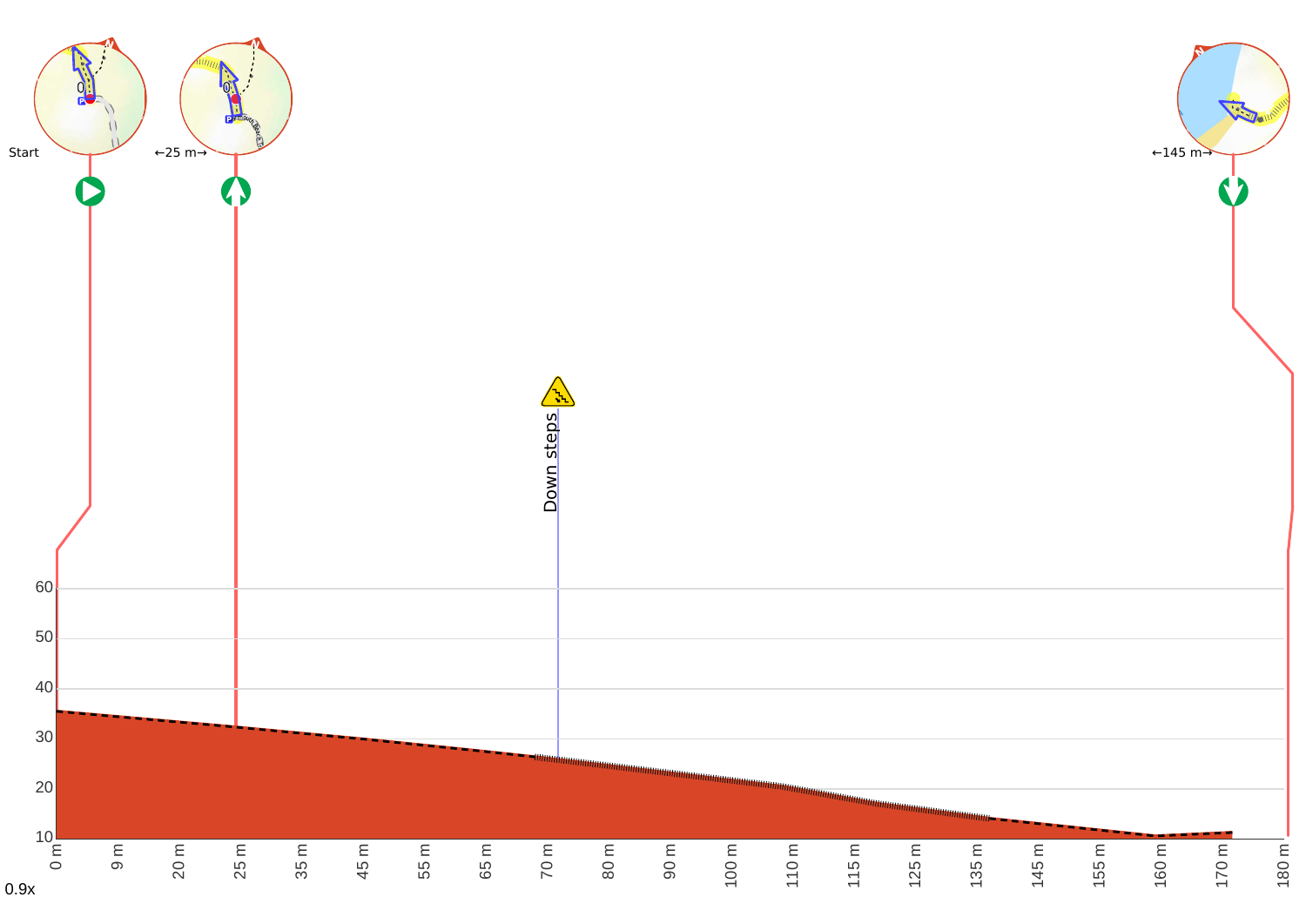Start

←25 m→

←145 m→

Down steps

60

50

40

30

20

10

0 m 9 m 20 m 25 m 35 m 45 m 55 m 65 m 70 m 80 m 90 m 100 m 110 m 115 m 125 m 135 m 145 m 155 m 160 m 170 m 180 m

0.9x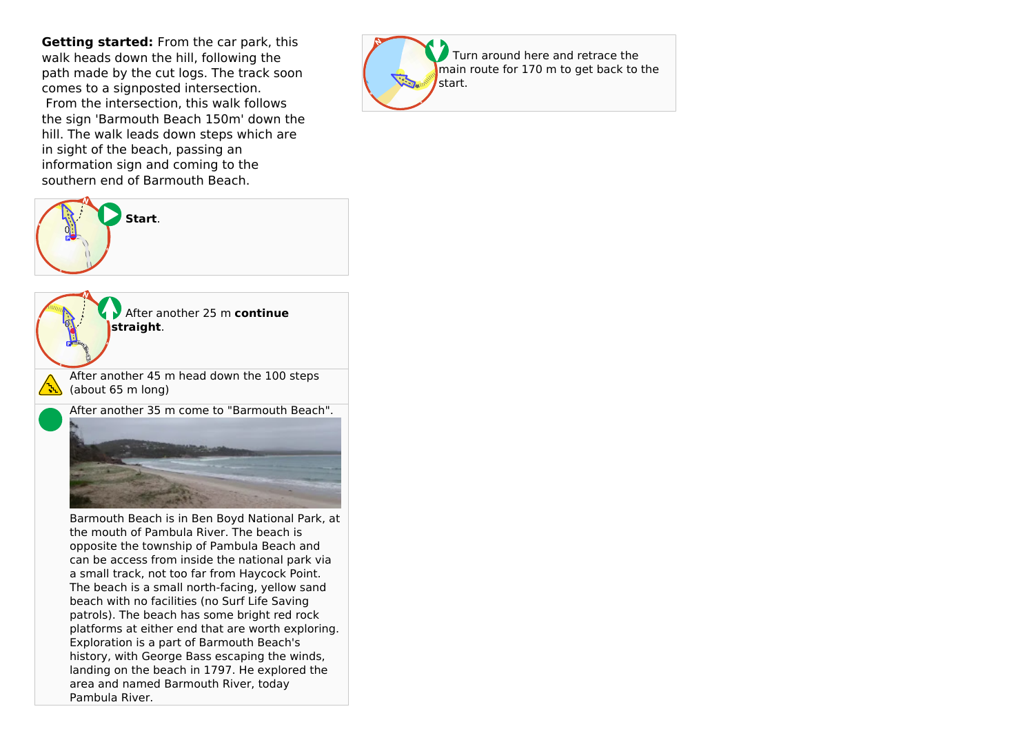**Getting started:** From the car park, this walk heads down the hill, following the path made by the cut logs. The track soon comes to a signposted intersection.
From the intersection, this walk follows the sign 'Barmouth Beach 150m' down the hill. The walk leads down steps which are in sight of the beach, passing an information sign and coming to the southern end of Barmouth Beach.

**Start**.

After another 25 m **continue straight**.

After another 45 m head down the 100 steps (about 65 m long)

After another 35 m come to "Barmouth Beach".

Barmouth Beach is in Ben Boyd National Park, at the mouth of Pambula River. The beach is opposite the township of Pambula Beach and can be access from inside the national park via a small track, not too far from Haycock Point. The beach is a small north-facing, yellow sand beach with no facilities (no Surf Life Saving patrols). The beach has some bright red rock platforms at either end that are worth exploring. Exploration is a part of Barmouth Beach's history, with George Bass escaping the winds, landing on the beach in 1797. He explored the area and named Barmouth River, today Pambula River.

Turn around here and retrace the main route for 170 m to get back to the start.